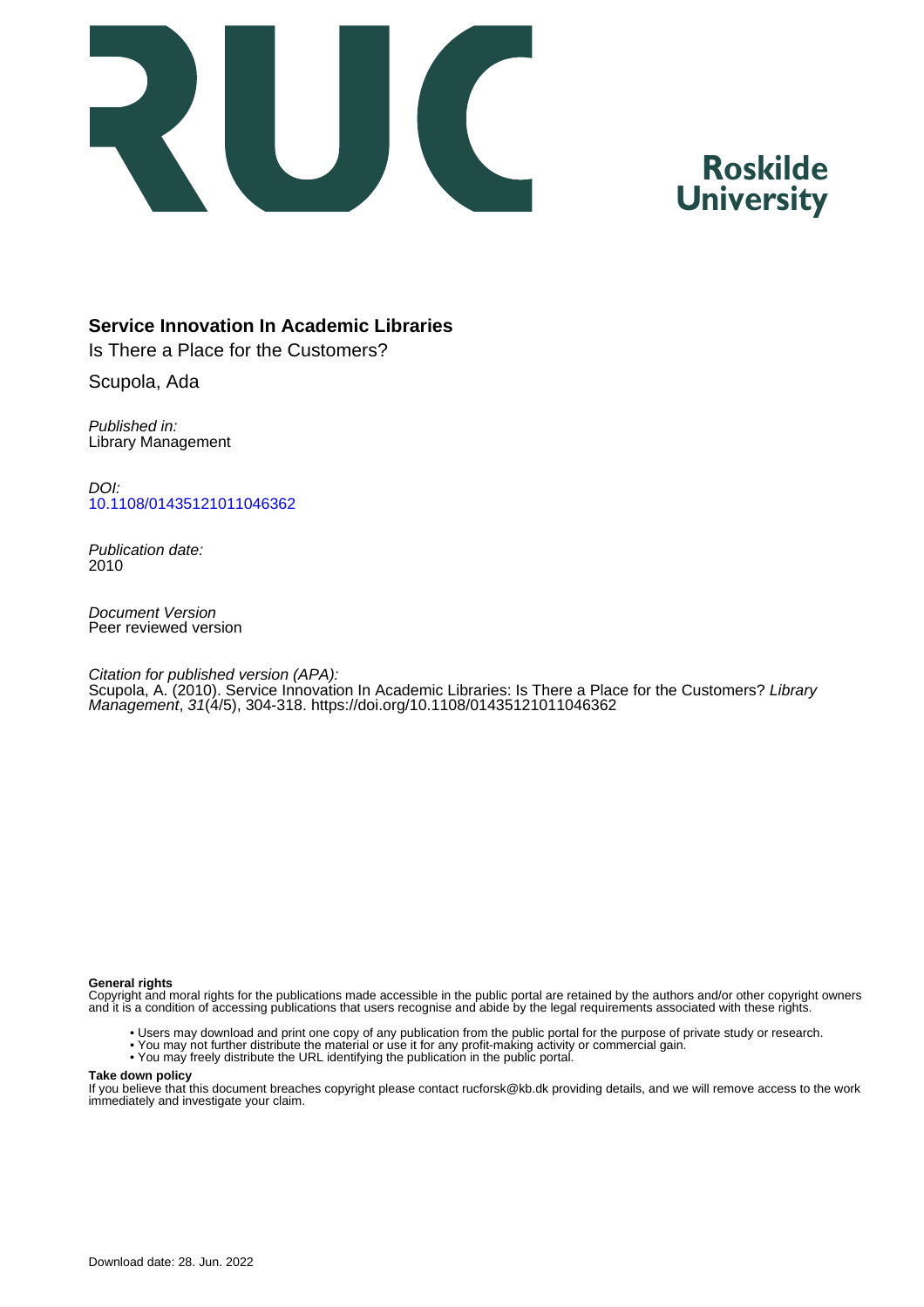# Service Innovation In Academic Libraries

Is There a Place for the Customers?

Scupola, Ada

*Published in:*
Library Management

*DOI:*
[10.1108/01435121011046362](https://doi.org/10.1108/01435121011046362)

*Publication date:*
2010

*Document Version*
Peer reviewed version

*Citation for published version (APA):*
Scupola, A. (2010). Service Innovation In Academic Libraries: Is There a Place for the Customers? *Library Management*, *31*(4/5), 304-318. https://doi.org/10.1108/01435121011046362

**General rights**
Copyright and moral rights for the publications made accessible in the public portal are retained by the authors and/or other copyright owners and it is a condition of accessing publications that users recognise and abide by the legal requirements associated with these rights.

- Users may download and print one copy of any publication from the public portal for the purpose of private study or research.
- You may not further distribute the material or use it for any profit-making activity or commercial gain.
- You may freely distribute the URL identifying the publication in the public portal.

**Take down policy**
If you believe that this document breaches copyright please contact rucforsk@kb.dk providing details, and we will remove access to the work immediately and investigate your claim.

Download date: 28. Jun. 2022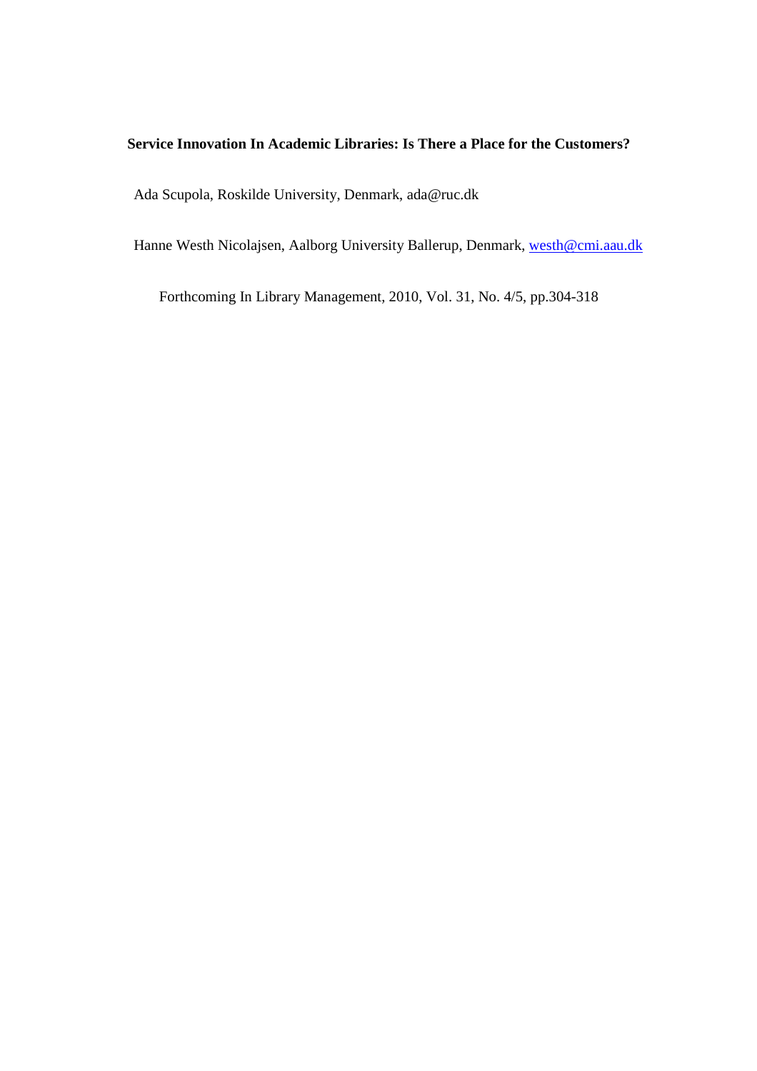**Service Innovation In Academic Libraries: Is There a Place for the Customers?**

Ada Scupola, Roskilde University, Denmark, ada@ruc.dk

Hanne Westh Nicolajsen, Aalborg University Ballerup, Denmark, westh@cmi.aau.dk

Forthcoming In Library Management, 2010, Vol. 31, No. 4/5, pp.304-318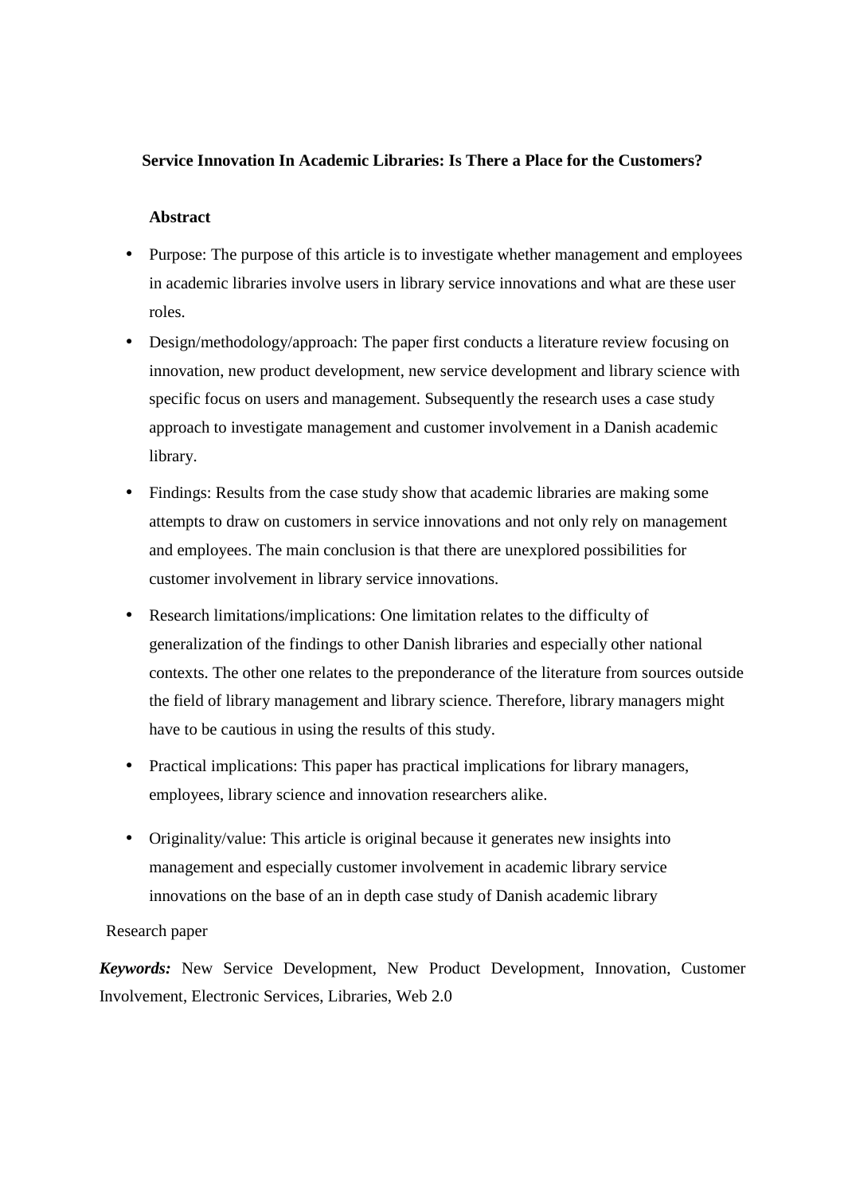**Service Innovation In Academic Libraries: Is There a Place for the Customers?**

**Abstract**

- Purpose: The purpose of this article is to investigate whether management and employees in academic libraries involve users in library service innovations and what are these user roles.
- Design/methodology/approach: The paper first conducts a literature review focusing on innovation, new product development, new service development and library science with specific focus on users and management. Subsequently the research uses a case study approach to investigate management and customer involvement in a Danish academic library.
- Findings: Results from the case study show that academic libraries are making some attempts to draw on customers in service innovations and not only rely on management and employees. The main conclusion is that there are unexplored possibilities for customer involvement in library service innovations.
- Research limitations/implications: One limitation relates to the difficulty of generalization of the findings to other Danish libraries and especially other national contexts. The other one relates to the preponderance of the literature from sources outside the field of library management and library science. Therefore, library managers might have to be cautious in using the results of this study.
- Practical implications: This paper has practical implications for library managers, employees, library science and innovation researchers alike.
- Originality/value: This article is original because it generates new insights into management and especially customer involvement in academic library service innovations on the base of an in depth case study of Danish academic library

Research paper

***Keywords:*** New Service Development, New Product Development, Innovation, Customer Involvement, Electronic Services, Libraries, Web 2.0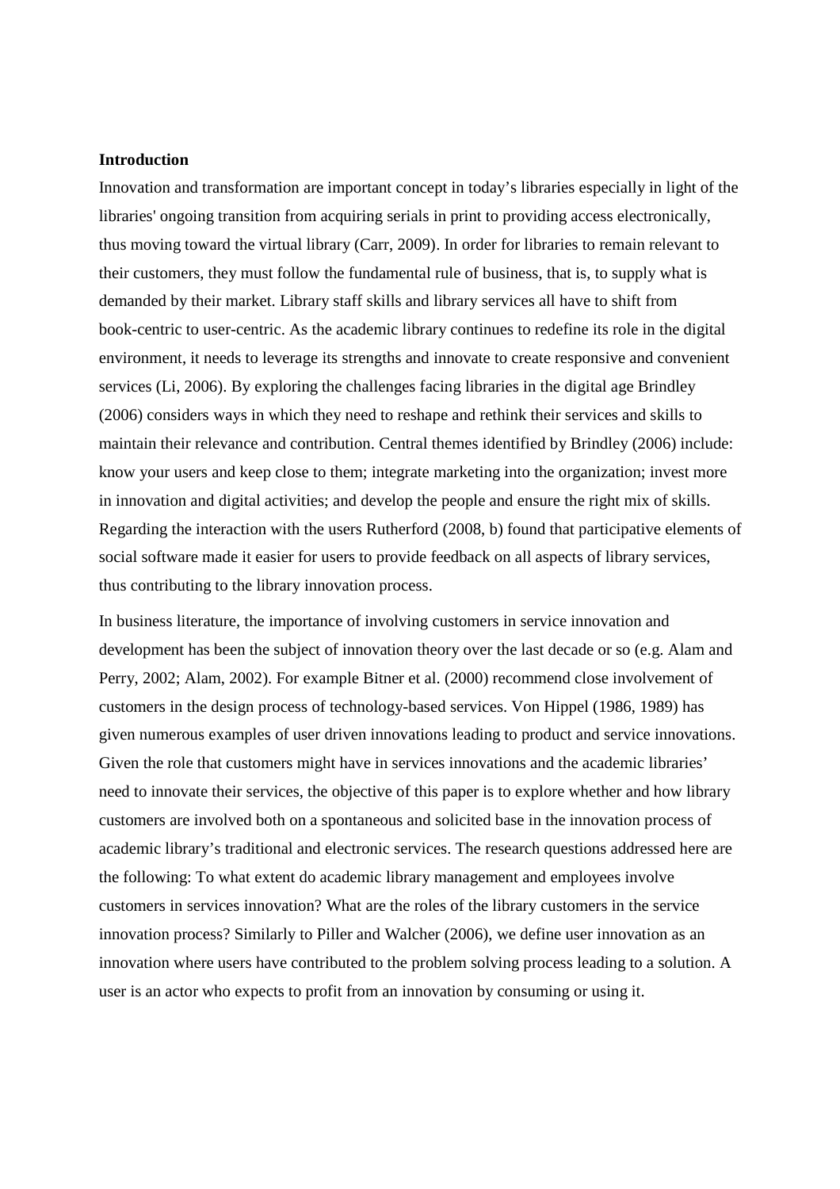**Introduction**

Innovation and transformation are important concept in today's libraries especially in light of the libraries' ongoing transition from acquiring serials in print to providing access electronically, thus moving toward the virtual library (Carr, 2009). In order for libraries to remain relevant to their customers, they must follow the fundamental rule of business, that is, to supply what is demanded by their market. Library staff skills and library services all have to shift from book-centric to user-centric. As the academic library continues to redefine its role in the digital environment, it needs to leverage its strengths and innovate to create responsive and convenient services (Li, 2006). By exploring the challenges facing libraries in the digital age Brindley (2006) considers ways in which they need to reshape and rethink their services and skills to maintain their relevance and contribution. Central themes identified by Brindley (2006) include: know your users and keep close to them; integrate marketing into the organization; invest more in innovation and digital activities; and develop the people and ensure the right mix of skills. Regarding the interaction with the users Rutherford (2008, b) found that participative elements of social software made it easier for users to provide feedback on all aspects of library services, thus contributing to the library innovation process.

In business literature, the importance of involving customers in service innovation and development has been the subject of innovation theory over the last decade or so (e.g. Alam and Perry, 2002; Alam, 2002). For example Bitner et al. (2000) recommend close involvement of customers in the design process of technology-based services. Von Hippel (1986, 1989) has given numerous examples of user driven innovations leading to product and service innovations. Given the role that customers might have in services innovations and the academic libraries' need to innovate their services, the objective of this paper is to explore whether and how library customers are involved both on a spontaneous and solicited base in the innovation process of academic library's traditional and electronic services. The research questions addressed here are the following: To what extent do academic library management and employees involve customers in services innovation? What are the roles of the library customers in the service innovation process? Similarly to Piller and Walcher (2006), we define user innovation as an innovation where users have contributed to the problem solving process leading to a solution. A user is an actor who expects to profit from an innovation by consuming or using it.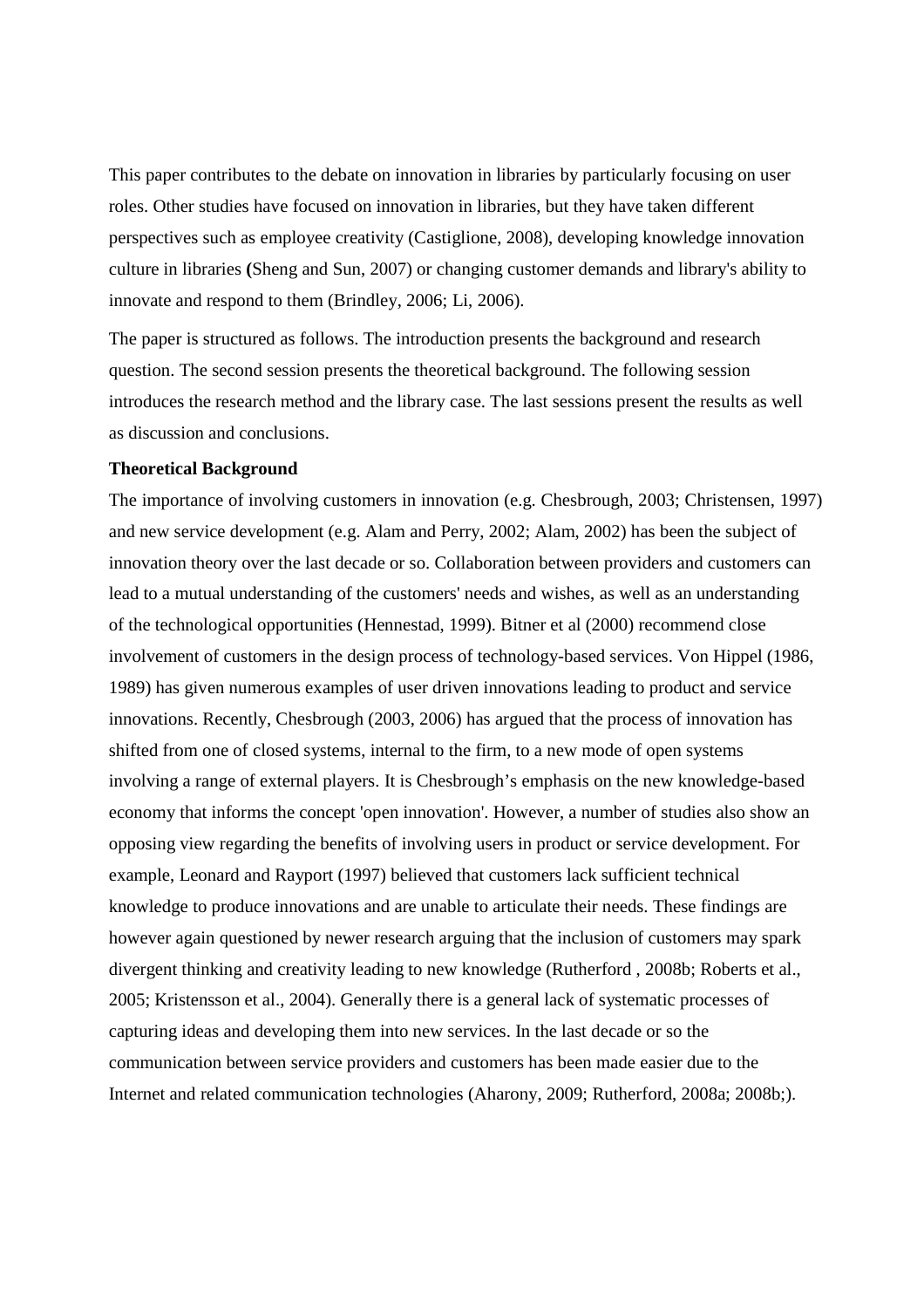This paper contributes to the debate on innovation in libraries by particularly focusing on user roles. Other studies have focused on innovation in libraries, but they have taken different perspectives such as employee creativity (Castiglione, 2008), developing knowledge innovation culture in libraries **(**Sheng and Sun, 2007) or changing customer demands and library's ability to innovate and respond to them (Brindley, 2006; Li, 2006).

The paper is structured as follows. The introduction presents the background and research question. The second session presents the theoretical background. The following session introduces the research method and the library case. The last sessions present the results as well as discussion and conclusions.

**Theoretical Background**

The importance of involving customers in innovation (e.g. Chesbrough, 2003; Christensen, 1997) and new service development (e.g. Alam and Perry, 2002; Alam, 2002) has been the subject of innovation theory over the last decade or so. Collaboration between providers and customers can lead to a mutual understanding of the customers' needs and wishes, as well as an understanding of the technological opportunities (Hennestad, 1999). Bitner et al (2000) recommend close involvement of customers in the design process of technology-based services. Von Hippel (1986, 1989) has given numerous examples of user driven innovations leading to product and service innovations. Recently, Chesbrough (2003, 2006) has argued that the process of innovation has shifted from one of closed systems, internal to the firm, to a new mode of open systems involving a range of external players. It is Chesbrough's emphasis on the new knowledge-based economy that informs the concept 'open innovation'. However, a number of studies also show an opposing view regarding the benefits of involving users in product or service development. For example, Leonard and Rayport (1997) believed that customers lack sufficient technical knowledge to produce innovations and are unable to articulate their needs. These findings are however again questioned by newer research arguing that the inclusion of customers may spark divergent thinking and creativity leading to new knowledge (Rutherford , 2008b; Roberts et al., 2005; Kristensson et al., 2004). Generally there is a general lack of systematic processes of capturing ideas and developing them into new services. In the last decade or so the communication between service providers and customers has been made easier due to the Internet and related communication technologies (Aharony, 2009; Rutherford, 2008a; 2008b;).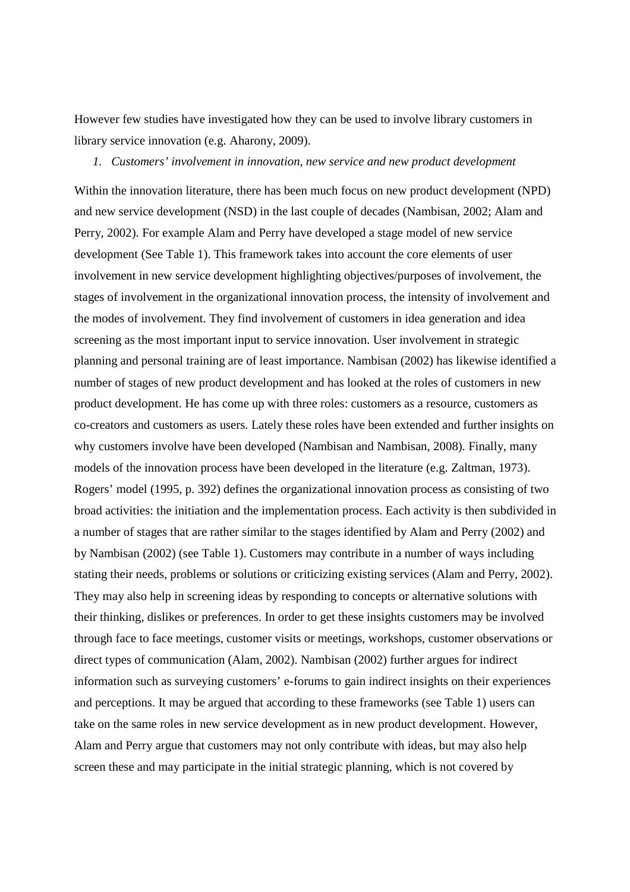However few studies have investigated how they can be used to involve library customers in library service innovation (e.g. Aharony, 2009).

## 1. *Customers' involvement in innovation, new service and new product development*

Within the innovation literature, there has been much focus on new product development (NPD) and new service development (NSD) in the last couple of decades (Nambisan, 2002; Alam and Perry, 2002). For example Alam and Perry have developed a stage model of new service development (See Table 1). This framework takes into account the core elements of user involvement in new service development highlighting objectives/purposes of involvement, the stages of involvement in the organizational innovation process, the intensity of involvement and the modes of involvement. They find involvement of customers in idea generation and idea screening as the most important input to service innovation. User involvement in strategic planning and personal training are of least importance. Nambisan (2002) has likewise identified a number of stages of new product development and has looked at the roles of customers in new product development. He has come up with three roles: customers as a resource, customers as co-creators and customers as users. Lately these roles have been extended and further insights on why customers involve have been developed (Nambisan and Nambisan, 2008). Finally, many models of the innovation process have been developed in the literature (e.g. Zaltman, 1973). Rogers' model (1995, p. 392) defines the organizational innovation process as consisting of two broad activities: the initiation and the implementation process. Each activity is then subdivided in a number of stages that are rather similar to the stages identified by Alam and Perry (2002) and by Nambisan (2002) (see Table 1). Customers may contribute in a number of ways including stating their needs, problems or solutions or criticizing existing services (Alam and Perry, 2002). They may also help in screening ideas by responding to concepts or alternative solutions with their thinking, dislikes or preferences. In order to get these insights customers may be involved through face to face meetings, customer visits or meetings, workshops, customer observations or direct types of communication (Alam, 2002). Nambisan (2002) further argues for indirect information such as surveying customers' e-forums to gain indirect insights on their experiences and perceptions. It may be argued that according to these frameworks (see Table 1) users can take on the same roles in new service development as in new product development. However, Alam and Perry argue that customers may not only contribute with ideas, but may also help screen these and may participate in the initial strategic planning, which is not covered by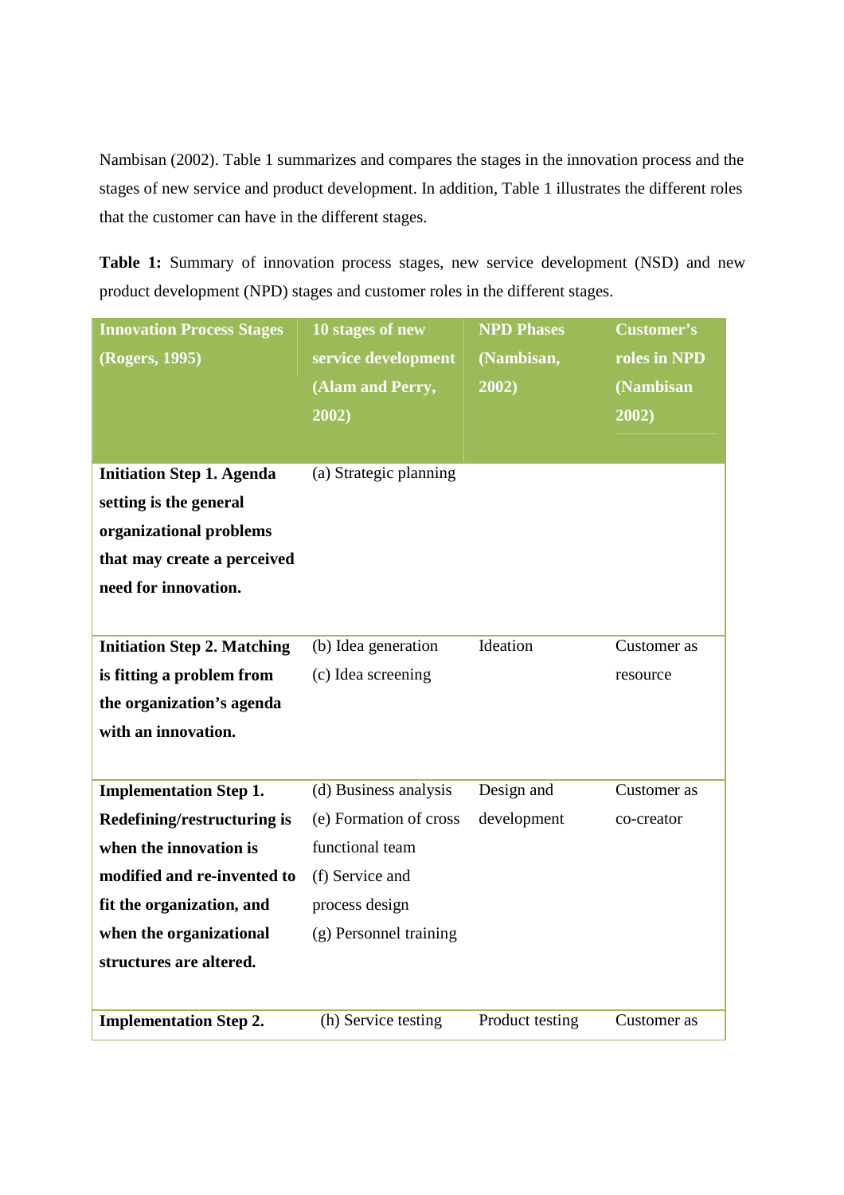Nambisan (2002). Table 1 summarizes and compares the stages in the innovation process and the stages of new service and product development. In addition, Table 1 illustrates the different roles that the customer can have in the different stages.

**Table 1:** Summary of innovation process stages, new service development (NSD) and new product development (NPD) stages and customer roles in the different stages.

| Innovation Process Stages (Rogers, 1995) | 10 stages of new service development (Alam and Perry, 2002) | NPD Phases (Nambisan, 2002) | Customer's roles in NPD (Nambisan 2002) |
|---|---|---|---|
| **Initiation Step 1. Agenda setting is the general organizational problems that may create a perceived need for innovation.** | (a) Strategic planning | | |
| **Initiation Step 2. Matching is fitting a problem from the organization's agenda with an innovation.** | (b) Idea generation<br>(c) Idea screening | Ideation | Customer as resource |
| **Implementation Step 1. Redefining/restructuring is when the innovation is modified and re-invented to fit the organization, and when the organizational structures are altered.** | (d) Business analysis<br>(e) Formation of cross functional team<br>(f) Service and process design<br>(g) Personnel training | Design and development | Customer as co-creator |
| **Implementation Step 2.** | (h) Service testing | Product testing | Customer as |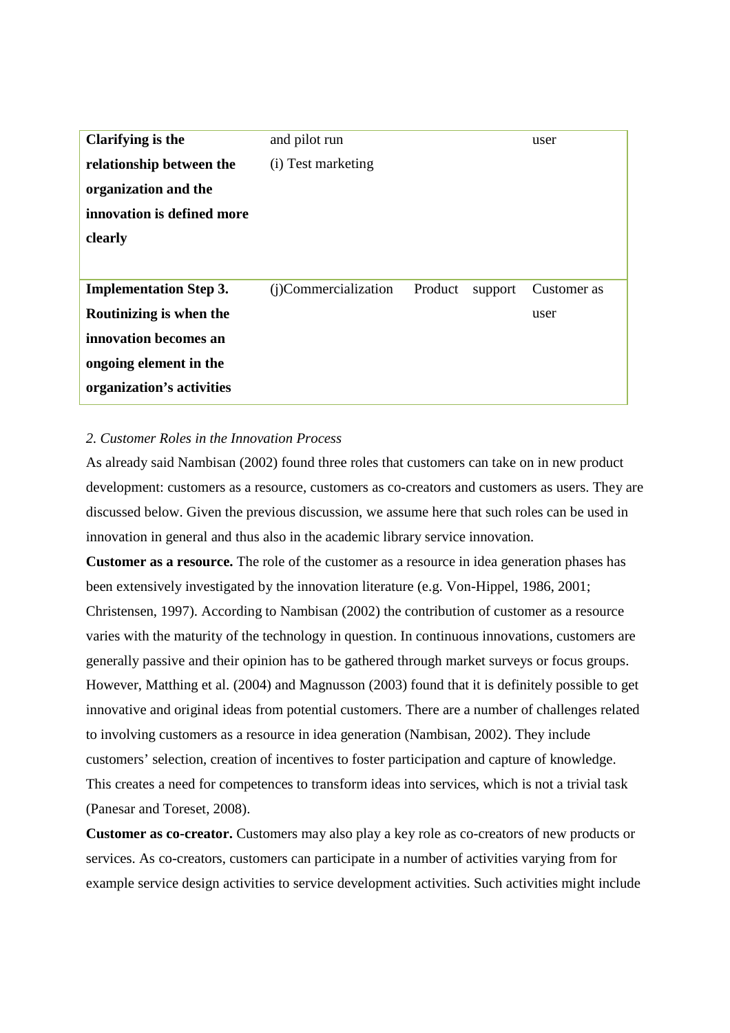| | | | |
|---|---|---|---|
| **Clarifying is the relationship between the organization and the innovation is defined more clearly** | and pilot run<br>(i) Test marketing | | user |
| **Implementation Step 3. Routinizing is when the innovation becomes an ongoing element in the organization's activities** | (j)Commercialization | Product support | Customer as user |

*2. Customer Roles in the Innovation Process*

As already said Nambisan (2002) found three roles that customers can take on in new product development: customers as a resource, customers as co-creators and customers as users. They are discussed below. Given the previous discussion, we assume here that such roles can be used in innovation in general and thus also in the academic library service innovation.

**Customer as a resource.** The role of the customer as a resource in idea generation phases has been extensively investigated by the innovation literature (e.g. Von-Hippel, 1986, 2001; Christensen, 1997). According to Nambisan (2002) the contribution of customer as a resource varies with the maturity of the technology in question. In continuous innovations, customers are generally passive and their opinion has to be gathered through market surveys or focus groups. However, Matthing et al. (2004) and Magnusson (2003) found that it is definitely possible to get innovative and original ideas from potential customers. There are a number of challenges related to involving customers as a resource in idea generation (Nambisan, 2002). They include customers' selection, creation of incentives to foster participation and capture of knowledge. This creates a need for competences to transform ideas into services, which is not a trivial task (Panesar and Toreset, 2008).

**Customer as co-creator.** Customers may also play a key role as co-creators of new products or services. As co-creators, customers can participate in a number of activities varying from for example service design activities to service development activities. Such activities might include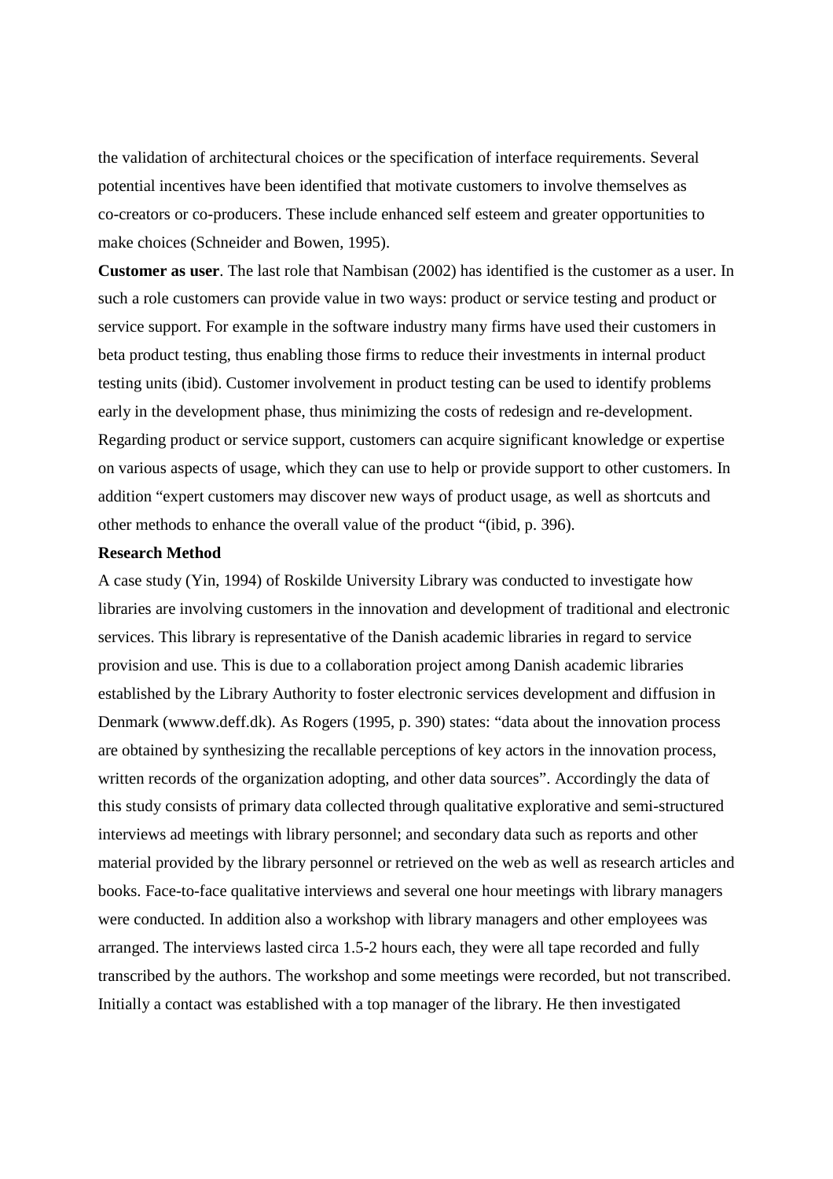the validation of architectural choices or the specification of interface requirements. Several potential incentives have been identified that motivate customers to involve themselves as co-creators or co-producers. These include enhanced self esteem and greater opportunities to make choices (Schneider and Bowen, 1995).

**Customer as user**. The last role that Nambisan (2002) has identified is the customer as a user. In such a role customers can provide value in two ways: product or service testing and product or service support. For example in the software industry many firms have used their customers in beta product testing, thus enabling those firms to reduce their investments in internal product testing units (ibid). Customer involvement in product testing can be used to identify problems early in the development phase, thus minimizing the costs of redesign and re-development. Regarding product or service support, customers can acquire significant knowledge or expertise on various aspects of usage, which they can use to help or provide support to other customers. In addition "expert customers may discover new ways of product usage, as well as shortcuts and other methods to enhance the overall value of the product "(ibid, p. 396).

**Research Method**

A case study (Yin, 1994) of Roskilde University Library was conducted to investigate how libraries are involving customers in the innovation and development of traditional and electronic services. This library is representative of the Danish academic libraries in regard to service provision and use. This is due to a collaboration project among Danish academic libraries established by the Library Authority to foster electronic services development and diffusion in Denmark (wwww.deff.dk). As Rogers (1995, p. 390) states: "data about the innovation process are obtained by synthesizing the recallable perceptions of key actors in the innovation process, written records of the organization adopting, and other data sources". Accordingly the data of this study consists of primary data collected through qualitative explorative and semi-structured interviews ad meetings with library personnel; and secondary data such as reports and other material provided by the library personnel or retrieved on the web as well as research articles and books. Face-to-face qualitative interviews and several one hour meetings with library managers were conducted. In addition also a workshop with library managers and other employees was arranged. The interviews lasted circa 1.5-2 hours each, they were all tape recorded and fully transcribed by the authors. The workshop and some meetings were recorded, but not transcribed. Initially a contact was established with a top manager of the library. He then investigated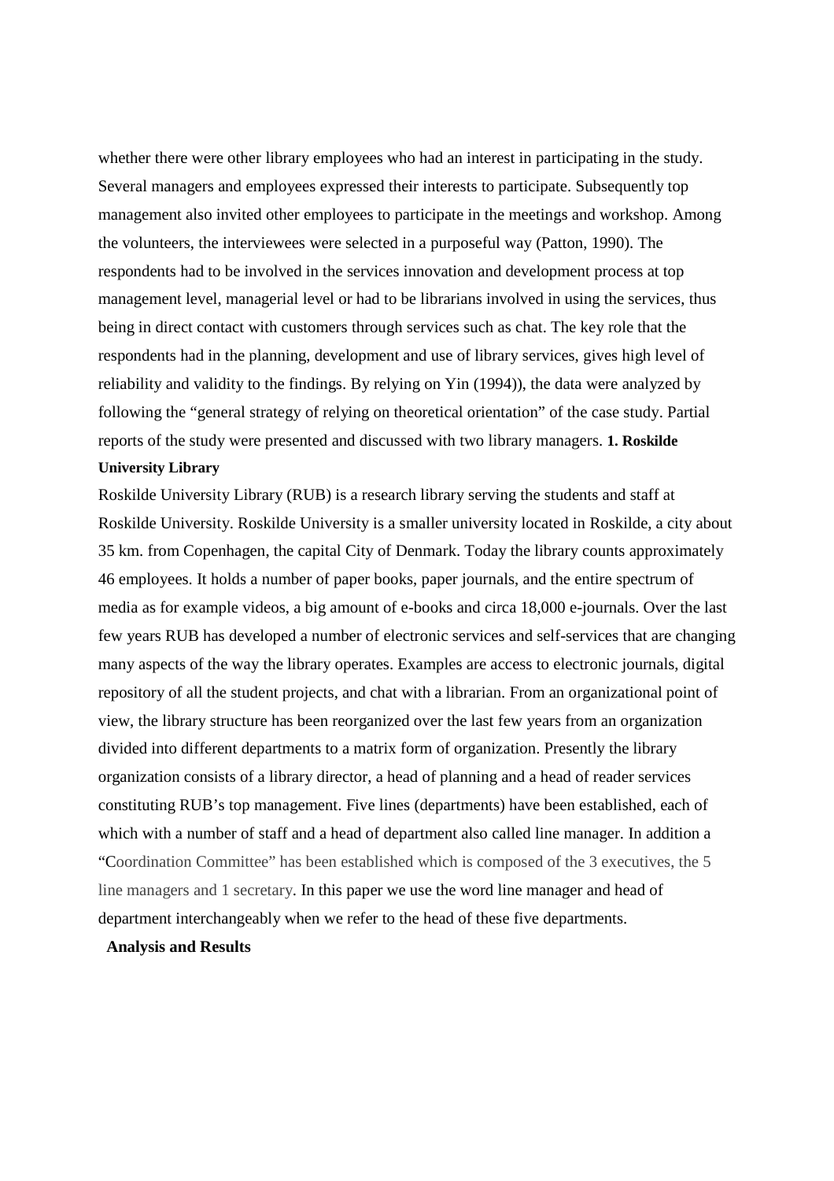whether there were other library employees who had an interest in participating in the study. Several managers and employees expressed their interests to participate. Subsequently top management also invited other employees to participate in the meetings and workshop. Among the volunteers, the interviewees were selected in a purposeful way (Patton, 1990). The respondents had to be involved in the services innovation and development process at top management level, managerial level or had to be librarians involved in using the services, thus being in direct contact with customers through services such as chat. The key role that the respondents had in the planning, development and use of library services, gives high level of reliability and validity to the findings. By relying on Yin (1994)), the data were analyzed by following the "general strategy of relying on theoretical orientation" of the case study. Partial reports of the study were presented and discussed with two library managers.

**1. Roskilde University Library**

Roskilde University Library (RUB) is a research library serving the students and staff at Roskilde University. Roskilde University is a smaller university located in Roskilde, a city about 35 km. from Copenhagen, the capital City of Denmark. Today the library counts approximately 46 employees. It holds a number of paper books, paper journals, and the entire spectrum of media as for example videos, a big amount of e-books and circa 18,000 e-journals. Over the last few years RUB has developed a number of electronic services and self-services that are changing many aspects of the way the library operates. Examples are access to electronic journals, digital repository of all the student projects, and chat with a librarian. From an organizational point of view, the library structure has been reorganized over the last few years from an organization divided into different departments to a matrix form of organization. Presently the library organization consists of a library director, a head of planning and a head of reader services constituting RUB's top management. Five lines (departments) have been established, each of which with a number of staff and a head of department also called line manager. In addition a "Coordination Committee" has been established which is composed of the 3 executives, the 5 line managers and 1 secretary. In this paper we use the word line manager and head of department interchangeably when we refer to the head of these five departments.

**Analysis and Results**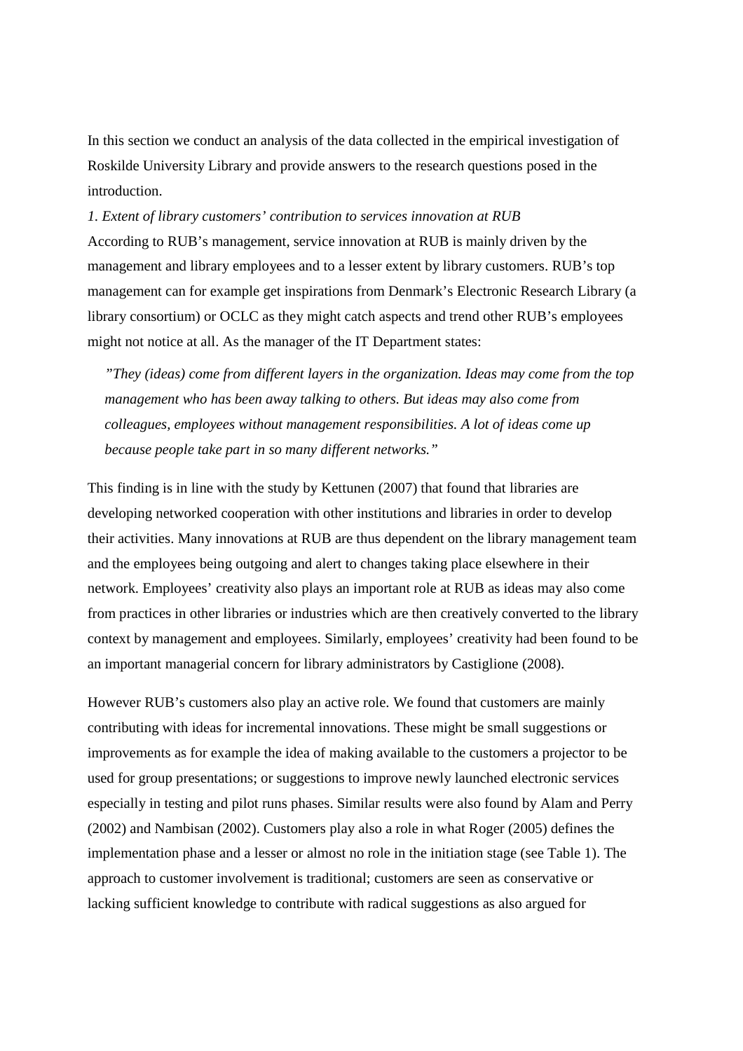In this section we conduct an analysis of the data collected in the empirical investigation of Roskilde University Library and provide answers to the research questions posed in the introduction.

*1. Extent of library customers' contribution to services innovation at RUB*

According to RUB's management, service innovation at RUB is mainly driven by the management and library employees and to a lesser extent by library customers. RUB's top management can for example get inspirations from Denmark's Electronic Research Library (a library consortium) or OCLC as they might catch aspects and trend other RUB's employees might not notice at all. As the manager of the IT Department states:

> *"They (ideas) come from different layers in the organization. Ideas may come from the top management who has been away talking to others. But ideas may also come from colleagues, employees without management responsibilities. A lot of ideas come up because people take part in so many different networks."*

This finding is in line with the study by Kettunen (2007) that found that libraries are developing networked cooperation with other institutions and libraries in order to develop their activities. Many innovations at RUB are thus dependent on the library management team and the employees being outgoing and alert to changes taking place elsewhere in their network. Employees' creativity also plays an important role at RUB as ideas may also come from practices in other libraries or industries which are then creatively converted to the library context by management and employees. Similarly, employees' creativity had been found to be an important managerial concern for library administrators by Castiglione (2008).

However RUB's customers also play an active role. We found that customers are mainly contributing with ideas for incremental innovations. These might be small suggestions or improvements as for example the idea of making available to the customers a projector to be used for group presentations; or suggestions to improve newly launched electronic services especially in testing and pilot runs phases. Similar results were also found by Alam and Perry (2002) and Nambisan (2002). Customers play also a role in what Roger (2005) defines the implementation phase and a lesser or almost no role in the initiation stage (see Table 1). The approach to customer involvement is traditional; customers are seen as conservative or lacking sufficient knowledge to contribute with radical suggestions as also argued for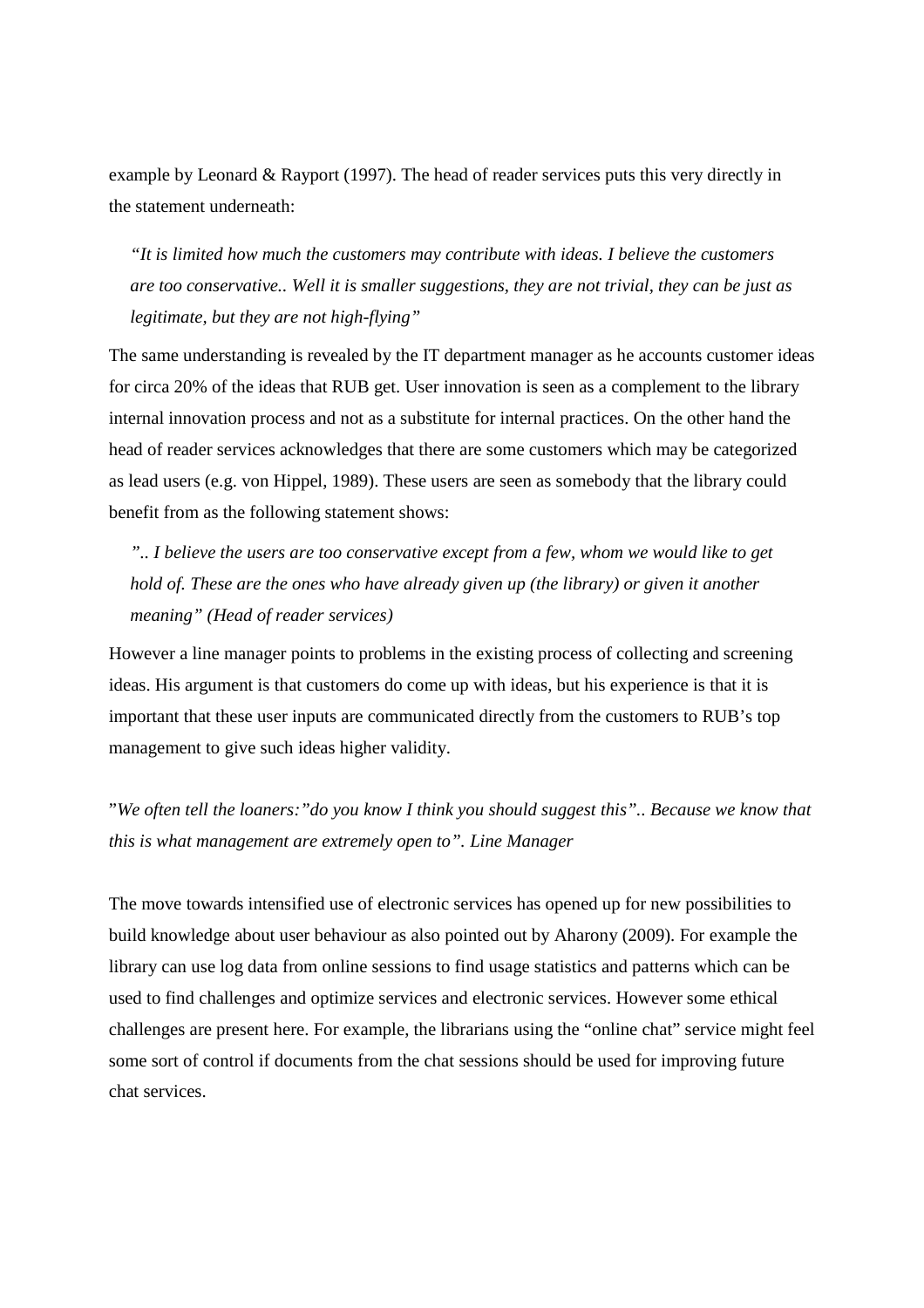example by Leonard & Rayport (1997). The head of reader services puts this very directly in the statement underneath:

> *"It is limited how much the customers may contribute with ideas. I believe the customers are too conservative.. Well it is smaller suggestions, they are not trivial, they can be just as legitimate, but they are not high-flying"*

The same understanding is revealed by the IT department manager as he accounts customer ideas for circa 20% of the ideas that RUB get. User innovation is seen as a complement to the library internal innovation process and not as a substitute for internal practices. On the other hand the head of reader services acknowledges that there are some customers which may be categorized as lead users (e.g. von Hippel, 1989). These users are seen as somebody that the library could benefit from as the following statement shows:

> *".. I believe the users are too conservative except from a few, whom we would like to get hold of. These are the ones who have already given up (the library) or given it another meaning" (Head of reader services)*

However a line manager points to problems in the existing process of collecting and screening ideas. His argument is that customers do come up with ideas, but his experience is that it is important that these user inputs are communicated directly from the customers to RUB's top management to give such ideas higher validity.

*"We often tell the loaners:"do you know I think you should suggest this".. Because we know that this is what management are extremely open to". Line Manager*

The move towards intensified use of electronic services has opened up for new possibilities to build knowledge about user behaviour as also pointed out by Aharony (2009). For example the library can use log data from online sessions to find usage statistics and patterns which can be used to find challenges and optimize services and electronic services. However some ethical challenges are present here. For example, the librarians using the "online chat" service might feel some sort of control if documents from the chat sessions should be used for improving future chat services.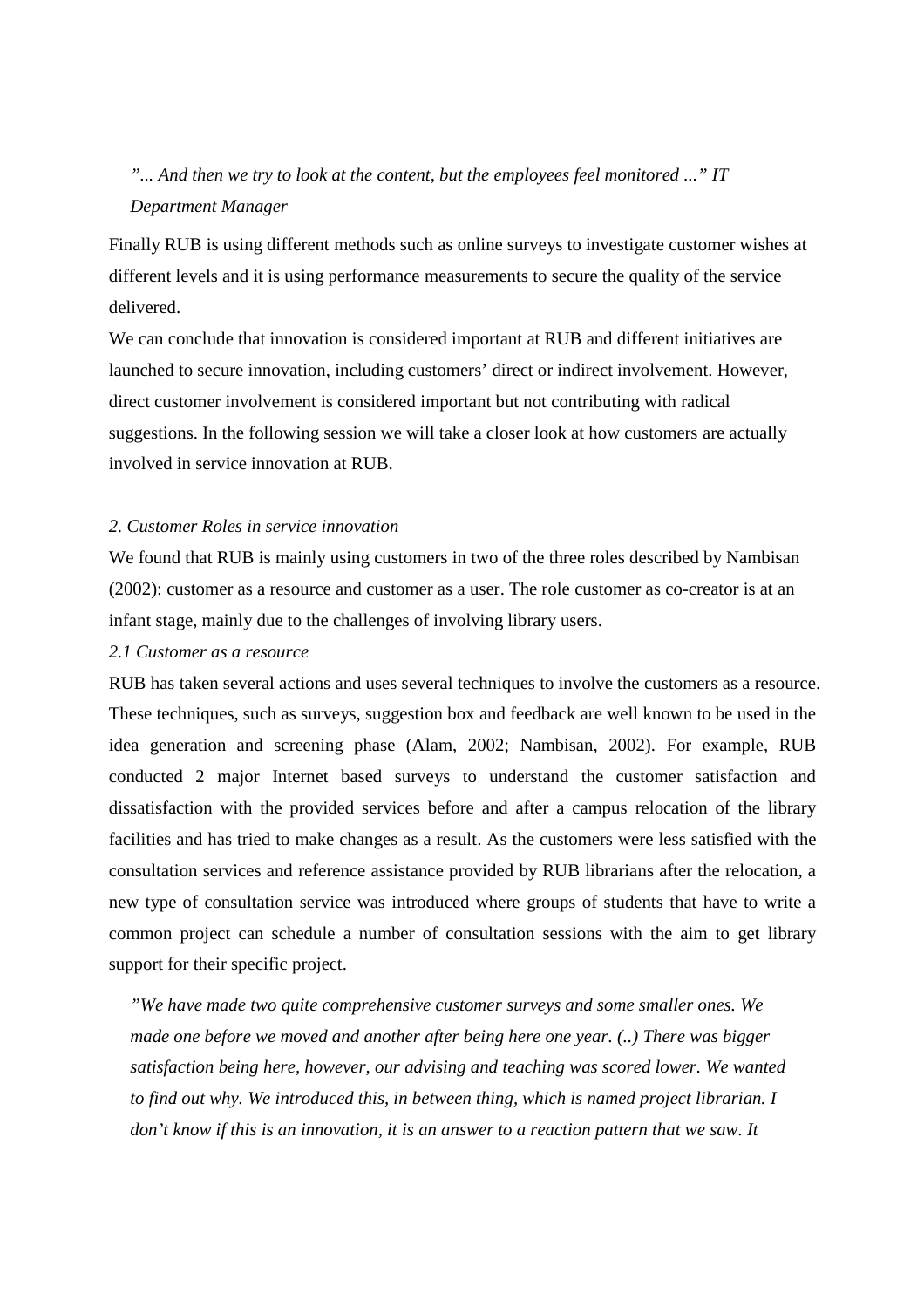*"... And then we try to look at the content, but the employees feel monitored ..." IT Department Manager*

Finally RUB is using different methods such as online surveys to investigate customer wishes at different levels and it is using performance measurements to secure the quality of the service delivered.

We can conclude that innovation is considered important at RUB and different initiatives are launched to secure innovation, including customers' direct or indirect involvement. However, direct customer involvement is considered important but not contributing with radical suggestions. In the following session we will take a closer look at how customers are actually involved in service innovation at RUB.

### *2. Customer Roles in service innovation*

We found that RUB is mainly using customers in two of the three roles described by Nambisan (2002): customer as a resource and customer as a user. The role customer as co-creator is at an infant stage, mainly due to the challenges of involving library users.

#### *2.1 Customer as a resource*

RUB has taken several actions and uses several techniques to involve the customers as a resource. These techniques, such as surveys, suggestion box and feedback are well known to be used in the idea generation and screening phase (Alam, 2002; Nambisan, 2002). For example, RUB conducted 2 major Internet based surveys to understand the customer satisfaction and dissatisfaction with the provided services before and after a campus relocation of the library facilities and has tried to make changes as a result. As the customers were less satisfied with the consultation services and reference assistance provided by RUB librarians after the relocation, a new type of consultation service was introduced where groups of students that have to write a common project can schedule a number of consultation sessions with the aim to get library support for their specific project.

*"We have made two quite comprehensive customer surveys and some smaller ones. We made one before we moved and another after being here one year. (..) There was bigger satisfaction being here, however, our advising and teaching was scored lower. We wanted to find out why. We introduced this, in between thing, which is named project librarian. I don't know if this is an innovation, it is an answer to a reaction pattern that we saw. It*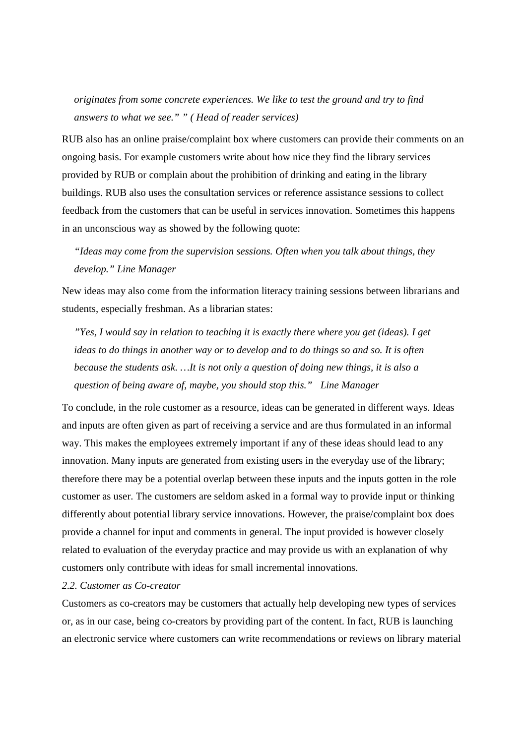*originates from some concrete experiences. We like to test the ground and try to find answers to what we see." " ( Head of reader services)*

RUB also has an online praise/complaint box where customers can provide their comments on an ongoing basis. For example customers write about how nice they find the library services provided by RUB or complain about the prohibition of drinking and eating in the library buildings. RUB also uses the consultation services or reference assistance sessions to collect feedback from the customers that can be useful in services innovation. Sometimes this happens in an unconscious way as showed by the following quote:

*"Ideas may come from the supervision sessions. Often when you talk about things, they develop." Line Manager*

New ideas may also come from the information literacy training sessions between librarians and students, especially freshman. As a librarian states:

*"Yes, I would say in relation to teaching it is exactly there where you get (ideas). I get ideas to do things in another way or to develop and to do things so and so. It is often because the students ask. …It is not only a question of doing new things, it is also a question of being aware of, maybe, you should stop this." Line Manager*

To conclude, in the role customer as a resource, ideas can be generated in different ways. Ideas and inputs are often given as part of receiving a service and are thus formulated in an informal way. This makes the employees extremely important if any of these ideas should lead to any innovation. Many inputs are generated from existing users in the everyday use of the library; therefore there may be a potential overlap between these inputs and the inputs gotten in the role customer as user. The customers are seldom asked in a formal way to provide input or thinking differently about potential library service innovations. However, the praise/complaint box does provide a channel for input and comments in general. The input provided is however closely related to evaluation of the everyday practice and may provide us with an explanation of why customers only contribute with ideas for small incremental innovations.

*2.2. Customer as Co-creator*

Customers as co-creators may be customers that actually help developing new types of services or, as in our case, being co-creators by providing part of the content. In fact, RUB is launching an electronic service where customers can write recommendations or reviews on library material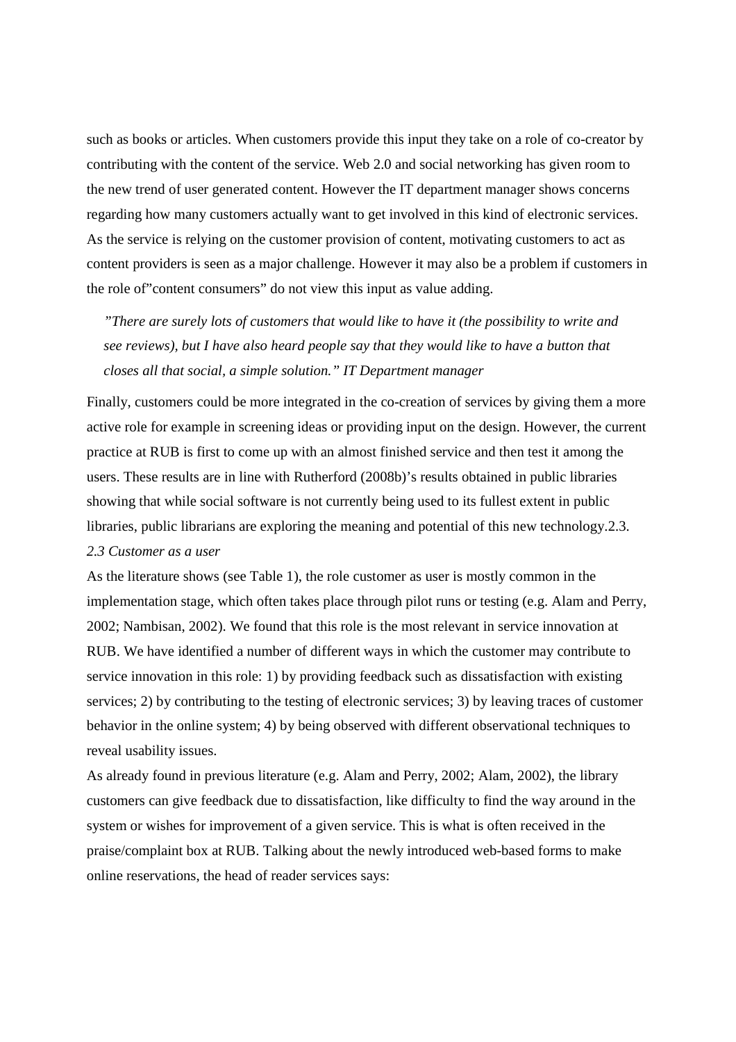such as books or articles. When customers provide this input they take on a role of co-creator by contributing with the content of the service. Web 2.0 and social networking has given room to the new trend of user generated content. However the IT department manager shows concerns regarding how many customers actually want to get involved in this kind of electronic services. As the service is relying on the customer provision of content, motivating customers to act as content providers is seen as a major challenge. However it may also be a problem if customers in the role of"content consumers" do not view this input as value adding.

> *"There are surely lots of customers that would like to have it (the possibility to write and see reviews), but I have also heard people say that they would like to have a button that closes all that social, a simple solution." IT Department manager*

Finally, customers could be more integrated in the co-creation of services by giving them a more active role for example in screening ideas or providing input on the design. However, the current practice at RUB is first to come up with an almost finished service and then test it among the users. These results are in line with Rutherford (2008b)'s results obtained in public libraries showing that while social software is not currently being used to its fullest extent in public libraries, public librarians are exploring the meaning and potential of this new technology.2.3.

### *2.3 Customer as a user*

As the literature shows (see Table 1), the role customer as user is mostly common in the implementation stage, which often takes place through pilot runs or testing (e.g. Alam and Perry, 2002; Nambisan, 2002). We found that this role is the most relevant in service innovation at RUB. We have identified a number of different ways in which the customer may contribute to service innovation in this role: 1) by providing feedback such as dissatisfaction with existing services; 2) by contributing to the testing of electronic services; 3) by leaving traces of customer behavior in the online system; 4) by being observed with different observational techniques to reveal usability issues.

As already found in previous literature (e.g. Alam and Perry, 2002; Alam, 2002), the library customers can give feedback due to dissatisfaction, like difficulty to find the way around in the system or wishes for improvement of a given service. This is what is often received in the praise/complaint box at RUB. Talking about the newly introduced web-based forms to make online reservations, the head of reader services says: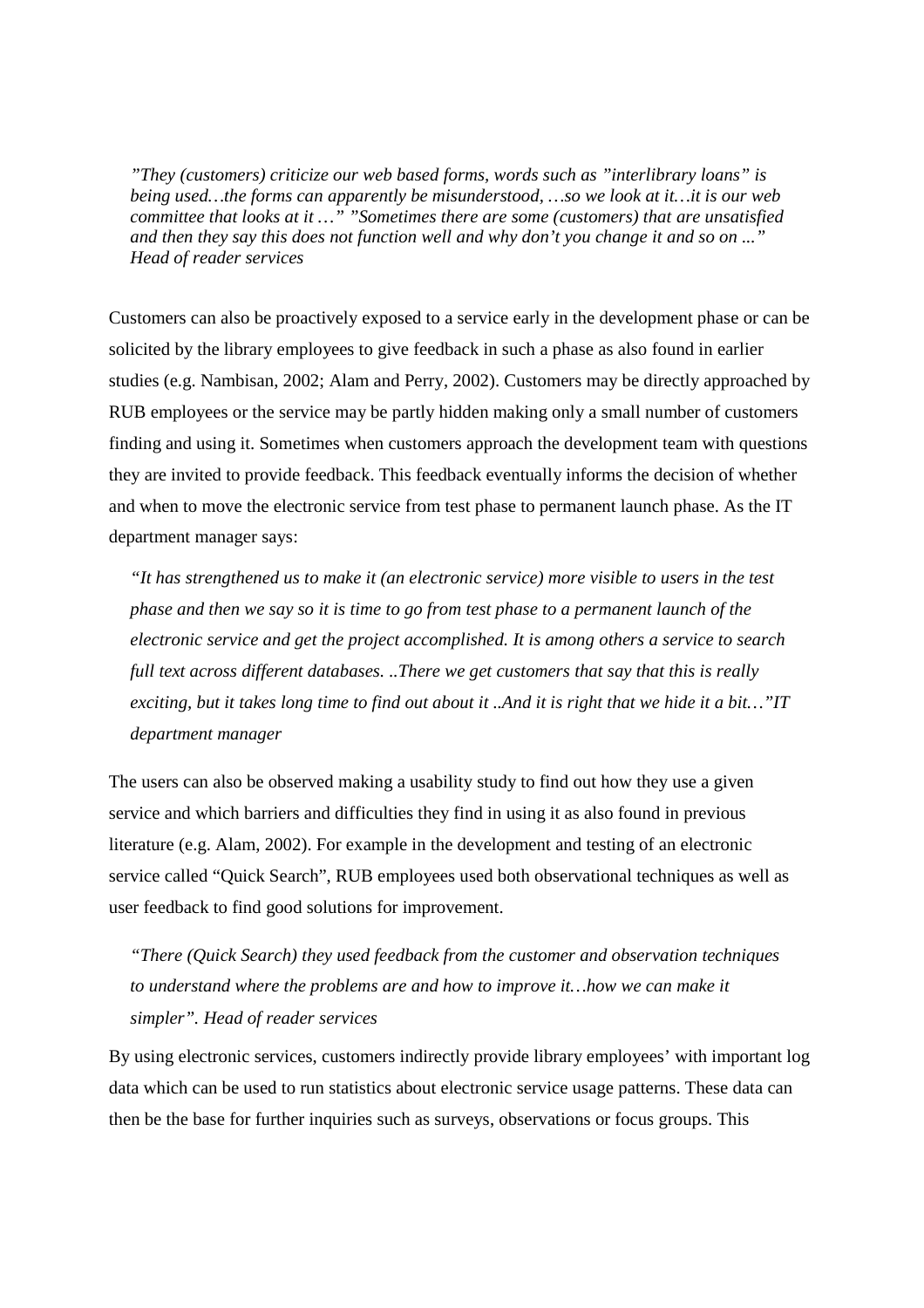*”They (customers) criticize our web based forms, words such as ”interlibrary loans” is being used…the forms can apparently be misunderstood, …so we look at it…it is our web committee that looks at it …” ”Sometimes there are some (customers) that are unsatisfied and then they say this does not function well and why don't you change it and so on ...” Head of reader services*

Customers can also be proactively exposed to a service early in the development phase or can be solicited by the library employees to give feedback in such a phase as also found in earlier studies (e.g. Nambisan, 2002; Alam and Perry, 2002). Customers may be directly approached by RUB employees or the service may be partly hidden making only a small number of customers finding and using it. Sometimes when customers approach the development team with questions they are invited to provide feedback. This feedback eventually informs the decision of whether and when to move the electronic service from test phase to permanent launch phase. As the IT department manager says:

*“It has strengthened us to make it (an electronic service) more visible to users in the test phase and then we say so it is time to go from test phase to a permanent launch of the electronic service and get the project accomplished. It is among others a service to search full text across different databases. ..There we get customers that say that this is really exciting, but it takes long time to find out about it ..And it is right that we hide it a bit…”IT department manager*

The users can also be observed making a usability study to find out how they use a given service and which barriers and difficulties they find in using it as also found in previous literature (e.g. Alam, 2002). For example in the development and testing of an electronic service called “Quick Search”, RUB employees used both observational techniques as well as user feedback to find good solutions for improvement.

*“There (Quick Search) they used feedback from the customer and observation techniques to understand where the problems are and how to improve it…how we can make it simpler”. Head of reader services*

By using electronic services, customers indirectly provide library employees' with important log data which can be used to run statistics about electronic service usage patterns. These data can then be the base for further inquiries such as surveys, observations or focus groups. This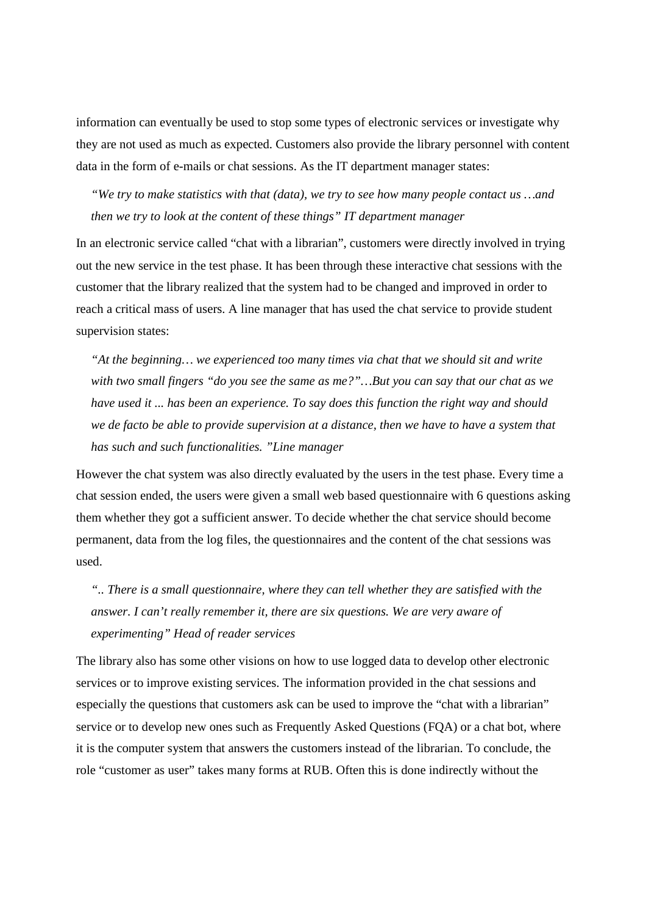information can eventually be used to stop some types of electronic services or investigate why they are not used as much as expected. Customers also provide the library personnel with content data in the form of e-mails or chat sessions. As the IT department manager states:

> *"We try to make statistics with that (data), we try to see how many people contact us …and then we try to look at the content of these things" IT department manager*

In an electronic service called "chat with a librarian", customers were directly involved in trying out the new service in the test phase. It has been through these interactive chat sessions with the customer that the library realized that the system had to be changed and improved in order to reach a critical mass of users. A line manager that has used the chat service to provide student supervision states:

> *"At the beginning… we experienced too many times via chat that we should sit and write with two small fingers "do you see the same as me?"…But you can say that our chat as we have used it ... has been an experience. To say does this function the right way and should we de facto be able to provide supervision at a distance, then we have to have a system that has such and such functionalities. "Line manager*

However the chat system was also directly evaluated by the users in the test phase. Every time a chat session ended, the users were given a small web based questionnaire with 6 questions asking them whether they got a sufficient answer. To decide whether the chat service should become permanent, data from the log files, the questionnaires and the content of the chat sessions was used.

> *".. There is a small questionnaire, where they can tell whether they are satisfied with the answer. I can't really remember it, there are six questions. We are very aware of experimenting" Head of reader services*

The library also has some other visions on how to use logged data to develop other electronic services or to improve existing services. The information provided in the chat sessions and especially the questions that customers ask can be used to improve the "chat with a librarian" service or to develop new ones such as Frequently Asked Questions (FQA) or a chat bot, where it is the computer system that answers the customers instead of the librarian. To conclude, the role "customer as user" takes many forms at RUB. Often this is done indirectly without the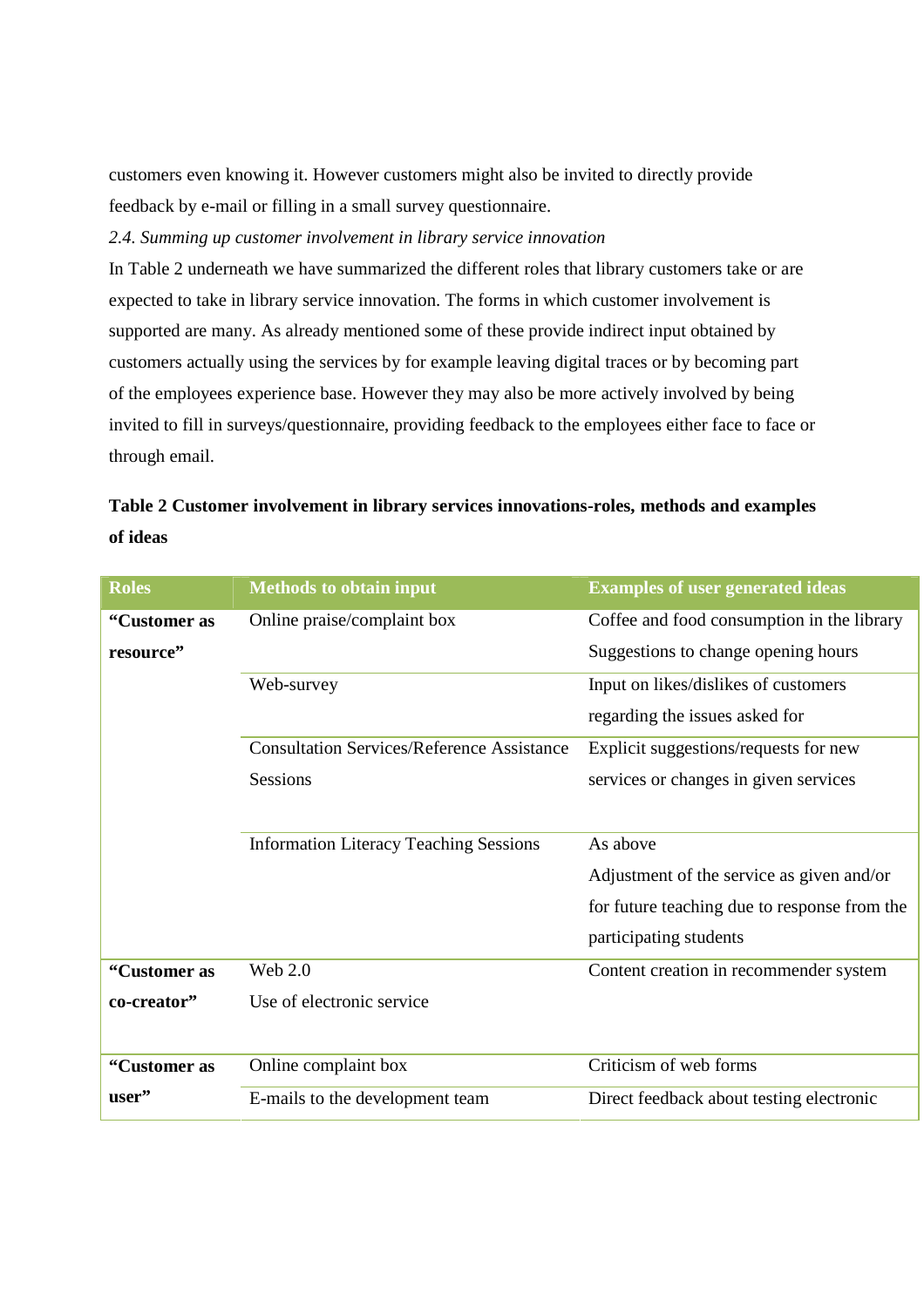customers even knowing it. However customers might also be invited to directly provide feedback by e-mail or filling in a small survey questionnaire.

### *2.4. Summing up customer involvement in library service innovation*

In Table 2 underneath we have summarized the different roles that library customers take or are expected to take in library service innovation. The forms in which customer involvement is supported are many. As already mentioned some of these provide indirect input obtained by customers actually using the services by for example leaving digital traces or by becoming part of the employees experience base. However they may also be more actively involved by being invited to fill in surveys/questionnaire, providing feedback to the employees either face to face or through email.

**Table 2 Customer involvement in library services innovations-roles, methods and examples of ideas**

| Roles | Methods to obtain input | Examples of user generated ideas |
|---|---|---|
| **"Customer as resource"** | Online praise/complaint box | Coffee and food consumption in the library<br>Suggestions to change opening hours |
| | Web-survey | Input on likes/dislikes of customers regarding the issues asked for |
| | Consultation Services/Reference Assistance Sessions | Explicit suggestions/requests for new services or changes in given services |
| | Information Literacy Teaching Sessions | As above<br>Adjustment of the service as given and/or for future teaching due to response from the participating students |
| **"Customer as co-creator"** | Web 2.0<br>Use of electronic service | Content creation in recommender system |
| **"Customer as user"** | Online complaint box | Criticism of web forms |
| | E-mails to the development team | Direct feedback about testing electronic |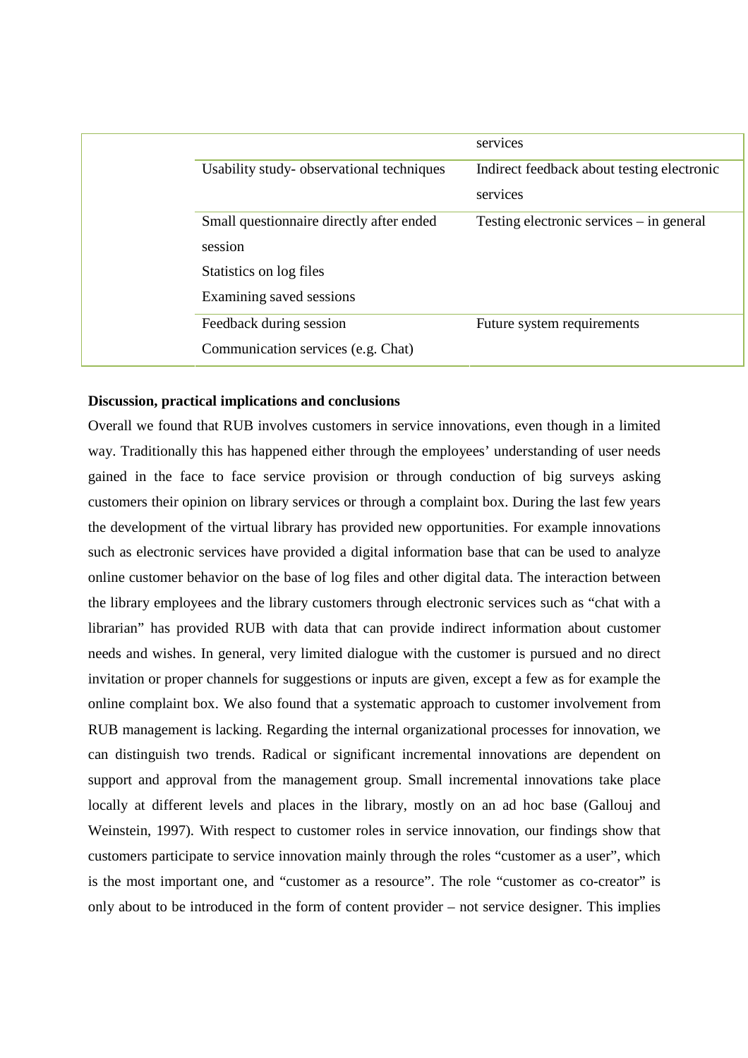| | | |
|---|---|---|
| | | services |
| | Usability study- observational techniques | Indirect feedback about testing electronic services |
| | Small questionnaire directly after ended session<br>Statistics on log files<br>Examining saved sessions | Testing electronic services – in general |
| | Feedback during session<br>Communication services (e.g. Chat) | Future system requirements |

**Discussion, practical implications and conclusions**

Overall we found that RUB involves customers in service innovations, even though in a limited way. Traditionally this has happened either through the employees' understanding of user needs gained in the face to face service provision or through conduction of big surveys asking customers their opinion on library services or through a complaint box. During the last few years the development of the virtual library has provided new opportunities. For example innovations such as electronic services have provided a digital information base that can be used to analyze online customer behavior on the base of log files and other digital data. The interaction between the library employees and the library customers through electronic services such as "chat with a librarian" has provided RUB with data that can provide indirect information about customer needs and wishes. In general, very limited dialogue with the customer is pursued and no direct invitation or proper channels for suggestions or inputs are given, except a few as for example the online complaint box. We also found that a systematic approach to customer involvement from RUB management is lacking. Regarding the internal organizational processes for innovation, we can distinguish two trends. Radical or significant incremental innovations are dependent on support and approval from the management group. Small incremental innovations take place locally at different levels and places in the library, mostly on an ad hoc base (Gallouj and Weinstein, 1997). With respect to customer roles in service innovation, our findings show that customers participate to service innovation mainly through the roles "customer as a user", which is the most important one, and "customer as a resource". The role "customer as co-creator" is only about to be introduced in the form of content provider – not service designer. This implies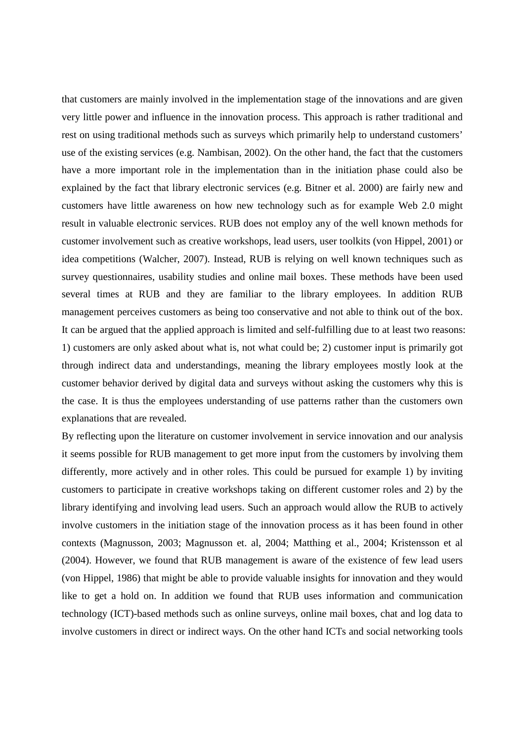that customers are mainly involved in the implementation stage of the innovations and are given very little power and influence in the innovation process. This approach is rather traditional and rest on using traditional methods such as surveys which primarily help to understand customers' use of the existing services (e.g. Nambisan, 2002). On the other hand, the fact that the customers have a more important role in the implementation than in the initiation phase could also be explained by the fact that library electronic services (e.g. Bitner et al. 2000) are fairly new and customers have little awareness on how new technology such as for example Web 2.0 might result in valuable electronic services. RUB does not employ any of the well known methods for customer involvement such as creative workshops, lead users, user toolkits (von Hippel, 2001) or idea competitions (Walcher, 2007). Instead, RUB is relying on well known techniques such as survey questionnaires, usability studies and online mail boxes. These methods have been used several times at RUB and they are familiar to the library employees. In addition RUB management perceives customers as being too conservative and not able to think out of the box. It can be argued that the applied approach is limited and self-fulfilling due to at least two reasons: 1) customers are only asked about what is, not what could be; 2) customer input is primarily got through indirect data and understandings, meaning the library employees mostly look at the customer behavior derived by digital data and surveys without asking the customers why this is the case. It is thus the employees understanding of use patterns rather than the customers own explanations that are revealed.

By reflecting upon the literature on customer involvement in service innovation and our analysis it seems possible for RUB management to get more input from the customers by involving them differently, more actively and in other roles. This could be pursued for example 1) by inviting customers to participate in creative workshops taking on different customer roles and 2) by the library identifying and involving lead users. Such an approach would allow the RUB to actively involve customers in the initiation stage of the innovation process as it has been found in other contexts (Magnusson, 2003; Magnusson et. al, 2004; Matthing et al., 2004; Kristensson et al (2004). However, we found that RUB management is aware of the existence of few lead users (von Hippel, 1986) that might be able to provide valuable insights for innovation and they would like to get a hold on. In addition we found that RUB uses information and communication technology (ICT)-based methods such as online surveys, online mail boxes, chat and log data to involve customers in direct or indirect ways. On the other hand ICTs and social networking tools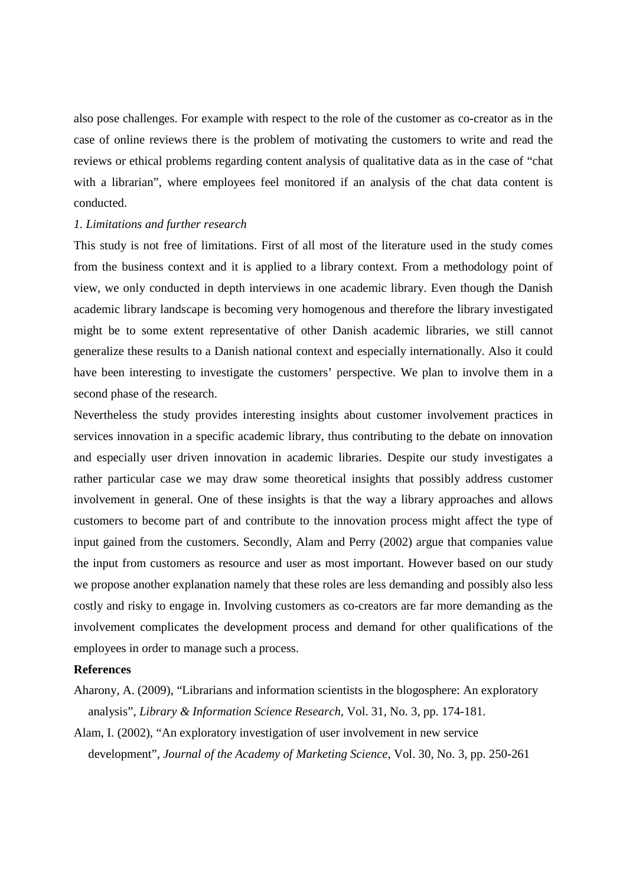also pose challenges. For example with respect to the role of the customer as co-creator as in the case of online reviews there is the problem of motivating the customers to write and read the reviews or ethical problems regarding content analysis of qualitative data as in the case of "chat with a librarian", where employees feel monitored if an analysis of the chat data content is conducted.

*1. Limitations and further research*

This study is not free of limitations. First of all most of the literature used in the study comes from the business context and it is applied to a library context. From a methodology point of view, we only conducted in depth interviews in one academic library. Even though the Danish academic library landscape is becoming very homogenous and therefore the library investigated might be to some extent representative of other Danish academic libraries, we still cannot generalize these results to a Danish national context and especially internationally. Also it could have been interesting to investigate the customers' perspective. We plan to involve them in a second phase of the research.

Nevertheless the study provides interesting insights about customer involvement practices in services innovation in a specific academic library, thus contributing to the debate on innovation and especially user driven innovation in academic libraries. Despite our study investigates a rather particular case we may draw some theoretical insights that possibly address customer involvement in general. One of these insights is that the way a library approaches and allows customers to become part of and contribute to the innovation process might affect the type of input gained from the customers. Secondly, Alam and Perry (2002) argue that companies value the input from customers as resource and user as most important. However based on our study we propose another explanation namely that these roles are less demanding and possibly also less costly and risky to engage in. Involving customers as co-creators are far more demanding as the involvement complicates the development process and demand for other qualifications of the employees in order to manage such a process.

**References**

Aharony, A. (2009), "Librarians and information scientists in the blogosphere: An exploratory analysis", *Library & Information Science Research*, Vol. 31, No. 3, pp. 174-181.

Alam, I. (2002), "An exploratory investigation of user involvement in new service development", *Journal of the Academy of Marketing Science*, Vol. 30, No. 3, pp. 250-261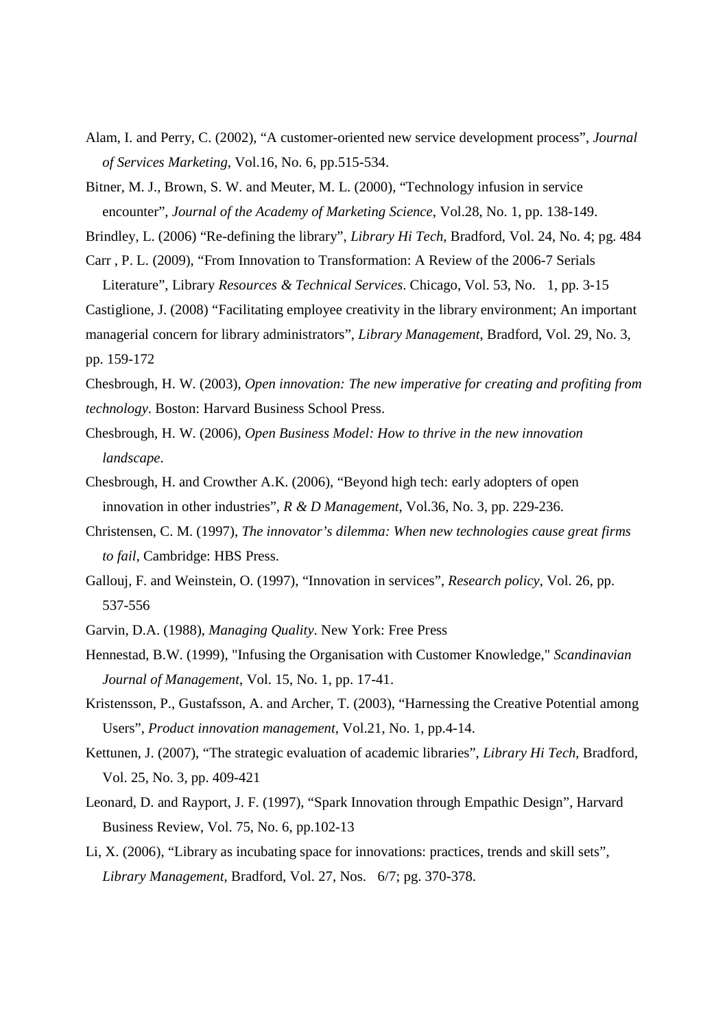Alam, I. and Perry, C. (2002), "A customer-oriented new service development process", *Journal of Services Marketing*, Vol.16, No. 6, pp.515-534.

Bitner, M. J., Brown, S. W. and Meuter, M. L. (2000), "Technology infusion in service encounter", *Journal of the Academy of Marketing Science*, Vol.28, No. 1, pp. 138-149.

Brindley, L. (2006) "Re-defining the library", *Library Hi Tech*, Bradford, Vol. 24, No. 4; pg. 484

Carr , P. L. (2009), "From Innovation to Transformation: A Review of the 2006-7 Serials Literature", Library *Resources & Technical Services*. Chicago, Vol. 53, No. 1, pp. 3-15

Castiglione, J. (2008) "Facilitating employee creativity in the library environment; An important managerial concern for library administrators", *Library Management*, Bradford, Vol. 29, No. 3, pp. 159-172

Chesbrough, H. W. (2003), *Open innovation: The new imperative for creating and profiting from technology*. Boston: Harvard Business School Press.

Chesbrough, H. W. (2006), *Open Business Model: How to thrive in the new innovation landscape*.

Chesbrough, H. and Crowther A.K. (2006), "Beyond high tech: early adopters of open innovation in other industries", *R & D Management*, Vol.36, No. 3, pp. 229-236.

Christensen, C. M. (1997), *The innovator's dilemma: When new technologies cause great firms to fail*, Cambridge: HBS Press.

Gallouj, F. and Weinstein, O. (1997), "Innovation in services", *Research policy*, Vol. 26, pp. 537-556

Garvin, D.A. (1988), *Managing Quality*. New York: Free Press

Hennestad, B.W. (1999), "Infusing the Organisation with Customer Knowledge," *Scandinavian Journal of Management*, Vol. 15, No. 1, pp. 17-41.

Kristensson, P., Gustafsson, A. and Archer, T. (2003), "Harnessing the Creative Potential among Users", *Product innovation management*, Vol.21, No. 1, pp.4-14.

Kettunen, J. (2007), "The strategic evaluation of academic libraries", *Library Hi Tech*, Bradford, Vol. 25, No. 3, pp. 409-421

Leonard, D. and Rayport, J. F. (1997), "Spark Innovation through Empathic Design", Harvard Business Review, Vol. 75, No. 6, pp.102-13

Li, X. (2006), "Library as incubating space for innovations: practices, trends and skill sets", *Library Management*, Bradford, Vol. 27, Nos. 6/7; pg. 370-378.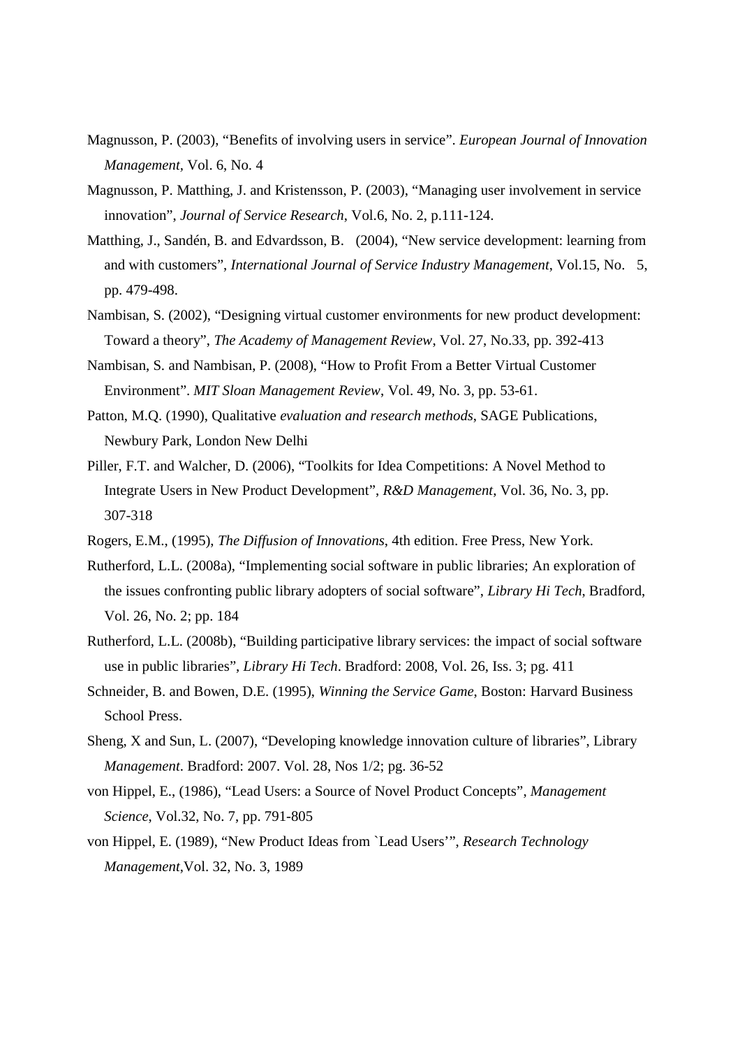Magnusson, P. (2003), "Benefits of involving users in service". *European Journal of Innovation Management*, Vol. 6, No. 4

Magnusson, P. Matthing, J. and Kristensson, P. (2003), "Managing user involvement in service innovation", *Journal of Service Research*, Vol.6, No. 2, p.111-124.

Matthing, J., Sandén, B. and Edvardsson, B. (2004), "New service development: learning from and with customers", *International Journal of Service Industry Management*, Vol.15, No. 5, pp. 479-498.

Nambisan, S. (2002), "Designing virtual customer environments for new product development: Toward a theory", *The Academy of Management Review*, Vol. 27, No.33, pp. 392-413

Nambisan, S. and Nambisan, P. (2008), "How to Profit From a Better Virtual Customer Environment". *MIT Sloan Management Review*, Vol. 49, No. 3, pp. 53-61.

Patton, M.Q. (1990), Qualitative *evaluation and research methods*, SAGE Publications, Newbury Park, London New Delhi

Piller, F.T. and Walcher, D. (2006), "Toolkits for Idea Competitions: A Novel Method to Integrate Users in New Product Development", *R&D Management*, Vol. 36, No. 3, pp. 307-318

Rogers, E.M., (1995), *The Diffusion of Innovations*, 4th edition. Free Press, New York.

Rutherford, L.L. (2008a), "Implementing social software in public libraries; An exploration of the issues confronting public library adopters of social software", *Library Hi Tech*, Bradford, Vol. 26, No. 2; pp. 184

Rutherford, L.L. (2008b), "Building participative library services: the impact of social software use in public libraries", *Library Hi Tech*. Bradford: 2008, Vol. 26, Iss. 3; pg. 411

Schneider, B. and Bowen, D.E. (1995), *Winning the Service Game*, Boston: Harvard Business School Press.

Sheng, X and Sun, L. (2007), "Developing knowledge innovation culture of libraries", Library *Management*. Bradford: 2007. Vol. 28, Nos 1/2; pg. 36-52

von Hippel, E., (1986), "Lead Users: a Source of Novel Product Concepts", *Management Science*, Vol.32, No. 7, pp. 791-805

von Hippel, E. (1989), "New Product Ideas from `Lead Users'", *Research Technology Management*,Vol. 32, No. 3, 1989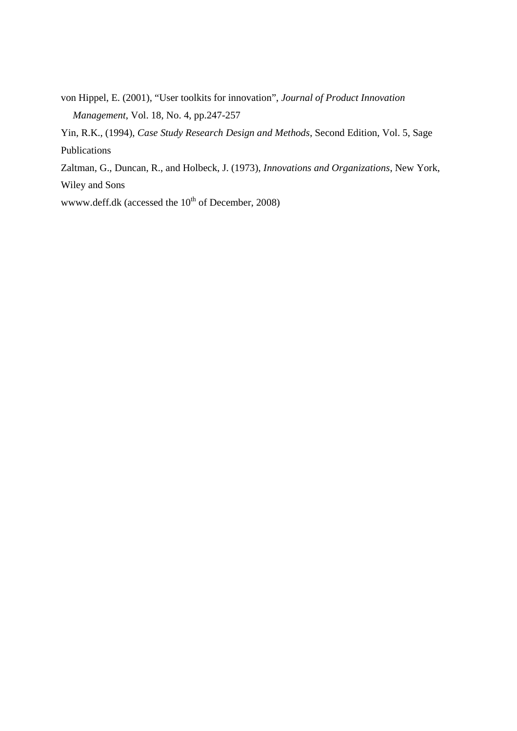von Hippel, E. (2001), "User toolkits for innovation", *Journal of Product Innovation Management*, Vol. 18, No. 4, pp.247-257

Yin, R.K., (1994), *Case Study Research Design and Methods*, Second Edition, Vol. 5, Sage Publications

Zaltman, G., Duncan, R., and Holbeck, J. (1973), *Innovations and Organizations*, New York, Wiley and Sons

wwww.deff.dk (accessed the 10th of December, 2008)